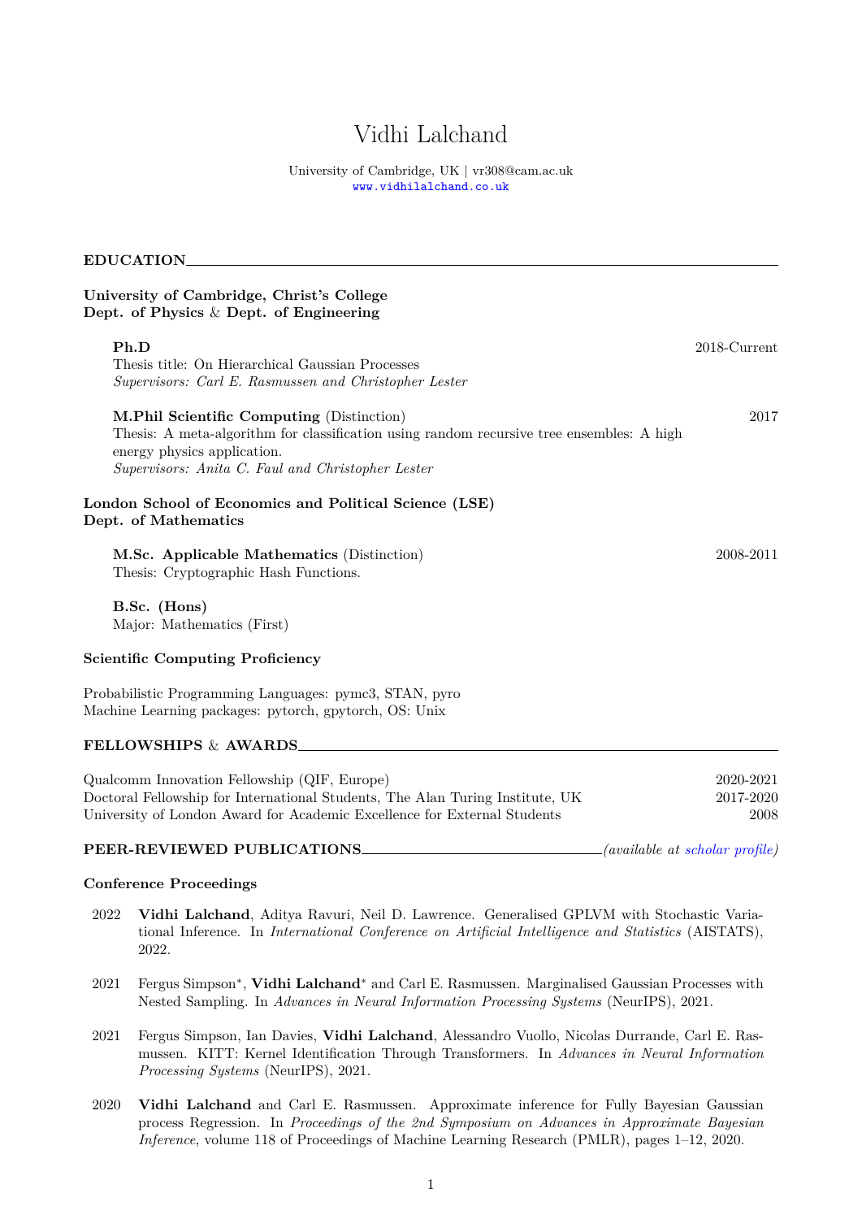# Vidhi Lalchand

University of Cambridge, UK | vr308@cam.ac.uk
www.vidhilalchand.co.uk

## EDUCATION

**University of Cambridge, Christ's College**
**Dept. of Physics & Dept. of Engineering**

**Ph.D** — 2018-Current
Thesis title: On Hierarchical Gaussian Processes
*Supervisors: Carl E. Rasmussen and Christopher Lester*

**M.Phil Scientific Computing** (Distinction) — 2017
Thesis: A meta-algorithm for classification using random recursive tree ensembles: A high energy physics application.
*Supervisors: Anita C. Faul and Christopher Lester*

**London School of Economics and Political Science (LSE)**
**Dept. of Mathematics**

**M.Sc. Applicable Mathematics** (Distinction) — 2008-2011
Thesis: Cryptographic Hash Functions.

**B.Sc. (Hons)**
Major: Mathematics (First)

### Scientific Computing Proficiency

Probabilistic Programming Languages: pymc3, STAN, pyro
Machine Learning packages: pytorch, gpytorch, OS: Unix

## FELLOWSHIPS & AWARDS

| | |
|---|---|
| Qualcomm Innovation Fellowship (QIF, Europe) | 2020-2021 |
| Doctoral Fellowship for International Students, The Alan Turing Institute, UK | 2017-2020 |
| University of London Award for Academic Excellence for External Students | 2008 |

## PEER-REVIEWED PUBLICATIONS *(available at scholar profile)*

### Conference Proceedings

2022 **Vidhi Lalchand**, Aditya Ravuri, Neil D. Lawrence. Generalised GPLVM with Stochastic Variational Inference. In *International Conference on Artificial Intelligence and Statistics* (AISTATS), 2022.

2021 Fergus Simpson*, **Vidhi Lalchand*** and Carl E. Rasmussen. Marginalised Gaussian Processes with Nested Sampling. In *Advances in Neural Information Processing Systems* (NeurIPS), 2021.

2021 Fergus Simpson, Ian Davies, **Vidhi Lalchand**, Alessandro Vuollo, Nicolas Durrande, Carl E. Rasmussen. KITT: Kernel Identification Through Transformers. In *Advances in Neural Information Processing Systems* (NeurIPS), 2021.

2020 **Vidhi Lalchand** and Carl E. Rasmussen. Approximate inference for Fully Bayesian Gaussian process Regression. In *Proceedings of the 2nd Symposium on Advances in Approximate Bayesian Inference*, volume 118 of Proceedings of Machine Learning Research (PMLR), pages 1–12, 2020.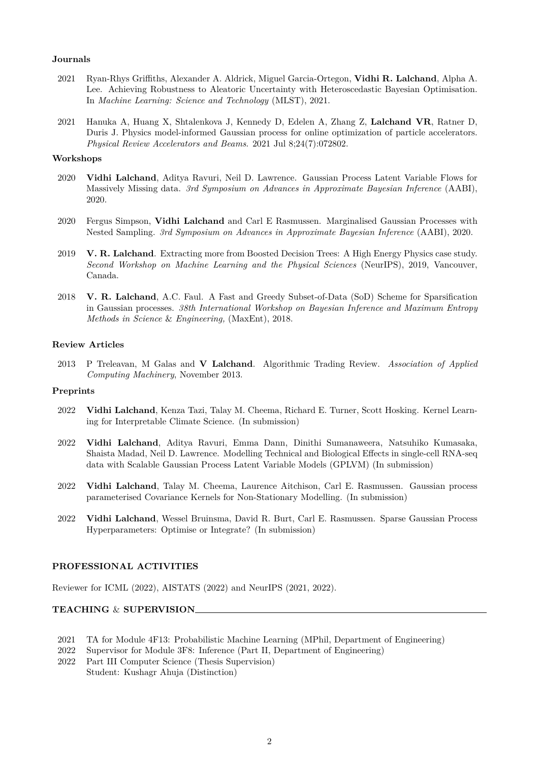**Journals**

2021 Ryan-Rhys Griffiths, Alexander A. Aldrick, Miguel Garcia-Ortegon, **Vidhi R. Lalchand**, Alpha A. Lee. Achieving Robustness to Aleatoric Uncertainty with Heteroscedastic Bayesian Optimisation. In *Machine Learning: Science and Technology* (MLST), 2021.

2021 Hanuka A, Huang X, Shtalenkova J, Kennedy D, Edelen A, Zhang Z, **Lalchand VR**, Ratner D, Duris J. Physics model-informed Gaussian process for online optimization of particle accelerators. *Physical Review Accelerators and Beams.* 2021 Jul 8;24(7):072802.

**Workshops**

2020 **Vidhi Lalchand**, Aditya Ravuri, Neil D. Lawrence. Gaussian Process Latent Variable Flows for Massively Missing data. *3rd Symposium on Advances in Approximate Bayesian Inference* (AABI), 2020.

2020 Fergus Simpson, **Vidhi Lalchand** and Carl E Rasmussen. Marginalised Gaussian Processes with Nested Sampling. *3rd Symposium on Advances in Approximate Bayesian Inference* (AABI), 2020.

2019 **V. R. Lalchand**. Extracting more from Boosted Decision Trees: A High Energy Physics case study. *Second Workshop on Machine Learning and the Physical Sciences* (NeurIPS), 2019, Vancouver, Canada.

2018 **V. R. Lalchand**, A.C. Faul. A Fast and Greedy Subset-of-Data (SoD) Scheme for Sparsification in Gaussian processes. *38th International Workshop on Bayesian Inference and Maximum Entropy Methods in Science & Engineering,* (MaxEnt), 2018.

**Review Articles**

2013 P Treleavan, M Galas and **V Lalchand**. Algorithmic Trading Review. *Association of Applied Computing Machinery*, November 2013.

**Preprints**

2022 **Vidhi Lalchand**, Kenza Tazi, Talay M. Cheema, Richard E. Turner, Scott Hosking. Kernel Learning for Interpretable Climate Science. (In submission)

2022 **Vidhi Lalchand**, Aditya Ravuri, Emma Dann, Dinithi Sumanaweera, Natsuhiko Kumasaka, Shaista Madad, Neil D. Lawrence. Modelling Technical and Biological Effects in single-cell RNA-seq data with Scalable Gaussian Process Latent Variable Models (GPLVM) (In submission)

2022 **Vidhi Lalchand**, Talay M. Cheema, Laurence Aitchison, Carl E. Rasmussen. Gaussian process parameterised Covariance Kernels for Non-Stationary Modelling. (In submission)

2022 **Vidhi Lalchand**, Wessel Bruinsma, David R. Burt, Carl E. Rasmussen. Sparse Gaussian Process Hyperparameters: Optimise or Integrate? (In submission)

## PROFESSIONAL ACTIVITIES

Reviewer for ICML (2022), AISTATS (2022) and NeurIPS (2021, 2022).

## TEACHING & SUPERVISION

2021 TA for Module 4F13: Probabilistic Machine Learning (MPhil, Department of Engineering)
2022 Supervisor for Module 3F8: Inference (Part II, Department of Engineering)
2022 Part III Computer Science (Thesis Supervision)
Student: Kushagr Ahuja (Distinction)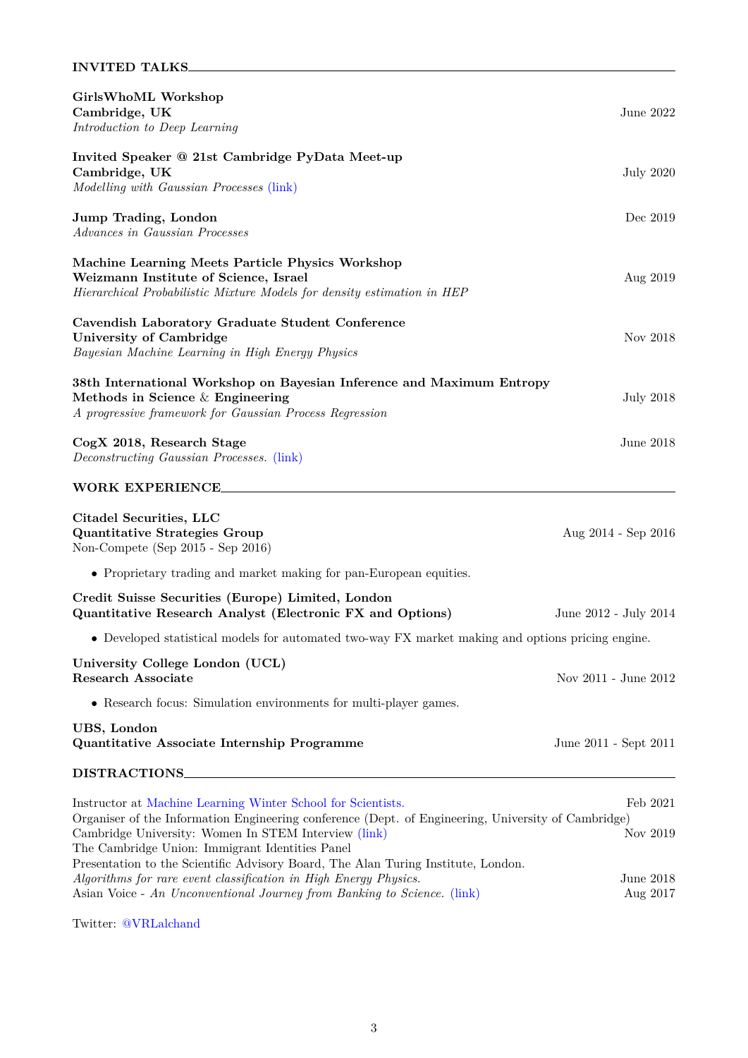## INVITED TALKS

**GirlsWhoML Workshop**
**Cambridge, UK** — June 2022
*Introduction to Deep Learning*

**Invited Speaker @ 21st Cambridge PyData Meet-up**
**Cambridge, UK** — July 2020
*Modelling with Gaussian Processes* (link)

**Jump Trading, London** — Dec 2019
*Advances in Gaussian Processes*

**Machine Learning Meets Particle Physics Workshop**
**Weizmann Institute of Science, Israel** — Aug 2019
*Hierarchical Probabilistic Mixture Models for density estimation in HEP*

**Cavendish Laboratory Graduate Student Conference**
**University of Cambridge** — Nov 2018
*Bayesian Machine Learning in High Energy Physics*

**38th International Workshop on Bayesian Inference and Maximum Entropy Methods in Science & Engineering** — July 2018
*A progressive framework for Gaussian Process Regression*

**CogX 2018, Research Stage** — June 2018
*Deconstructing Gaussian Processes.* (link)

## WORK EXPERIENCE

**Citadel Securities, LLC**
**Quantitative Strategies Group** — Aug 2014 - Sep 2016
Non-Compete (Sep 2015 - Sep 2016)

- Proprietary trading and market making for pan-European equities.

**Credit Suisse Securities (Europe) Limited, London**
**Quantitative Research Analyst (Electronic FX and Options)** — June 2012 - July 2014

- Developed statistical models for automated two-way FX market making and options pricing engine.

**University College London (UCL)**
**Research Associate** — Nov 2011 - June 2012

- Research focus: Simulation environments for multi-player games.

**UBS, London**
**Quantitative Associate Internship Programme** — June 2011 - Sept 2011

## DISTRACTIONS

Instructor at Machine Learning Winter School for Scientists. — Feb 2021
Organiser of the Information Engineering conference (Dept. of Engineering, University of Cambridge)
Cambridge University: Women In STEM Interview (link) — Nov 2019
The Cambridge Union: Immigrant Identities Panel
Presentation to the Scientific Advisory Board, The Alan Turing Institute, London.
*Algorithms for rare event classification in High Energy Physics.* — June 2018
Asian Voice - *An Unconventional Journey from Banking to Science.* (link) — Aug 2017

Twitter: @VRLalchand